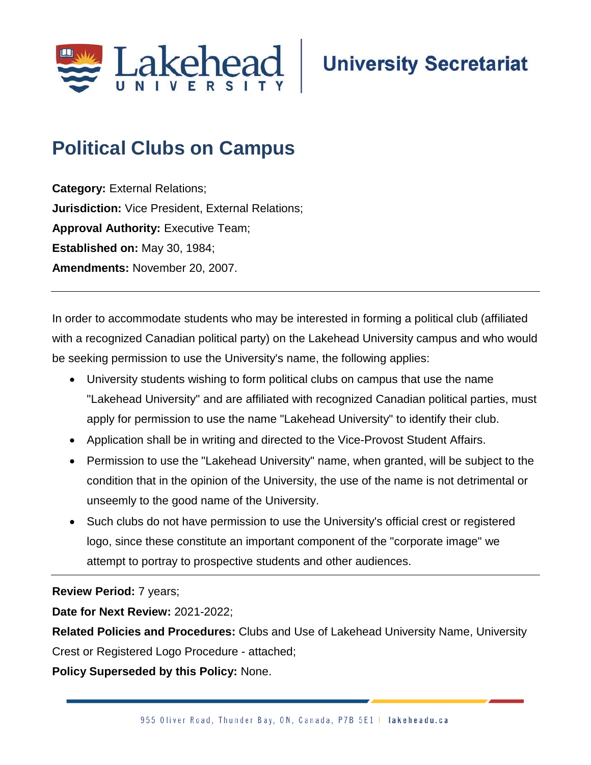# Political Clubs on Campus

**Category:** External Relations;
**Jurisdiction:** Vice President, External Relations;
**Approval Authority:** Executive Team;
**Established on:** May 30, 1984;
**Amendments:** November 20, 2007.

---

In order to accommodate students who may be interested in forming a political club (affiliated with a recognized Canadian political party) on the Lakehead University campus and who would be seeking permission to use the University's name, the following applies:

- University students wishing to form political clubs on campus that use the name "Lakehead University" and are affiliated with recognized Canadian political parties, must apply for permission to use the name "Lakehead University" to identify their club.
- Application shall be in writing and directed to the Vice-Provost Student Affairs.
- Permission to use the "Lakehead University" name, when granted, will be subject to the condition that in the opinion of the University, the use of the name is not detrimental or unseemly to the good name of the University.
- Such clubs do not have permission to use the University's official crest or registered logo, since these constitute an important component of the "corporate image" we attempt to portray to prospective students and other audiences.

---

**Review Period:** 7 years;
**Date for Next Review:** 2021-2022;
**Related Policies and Procedures:** Clubs and Use of Lakehead University Name, University Crest or Registered Logo Procedure - attached;
**Policy Superseded by this Policy:** None.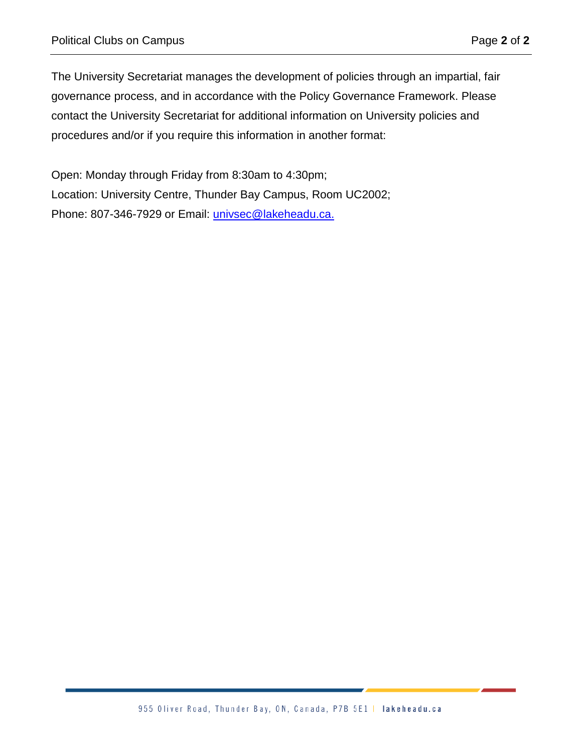The University Secretariat manages the development of policies through an impartial, fair governance process, and in accordance with the Policy Governance Framework. Please contact the University Secretariat for additional information on University policies and procedures and/or if you require this information in another format:

Open: Monday through Friday from 8:30am to 4:30pm;
Location: University Centre, Thunder Bay Campus, Room UC2002;
Phone: 807-346-7929 or Email: [univsec@lakeheadu.ca.](mailto:univsec@lakeheadu.ca)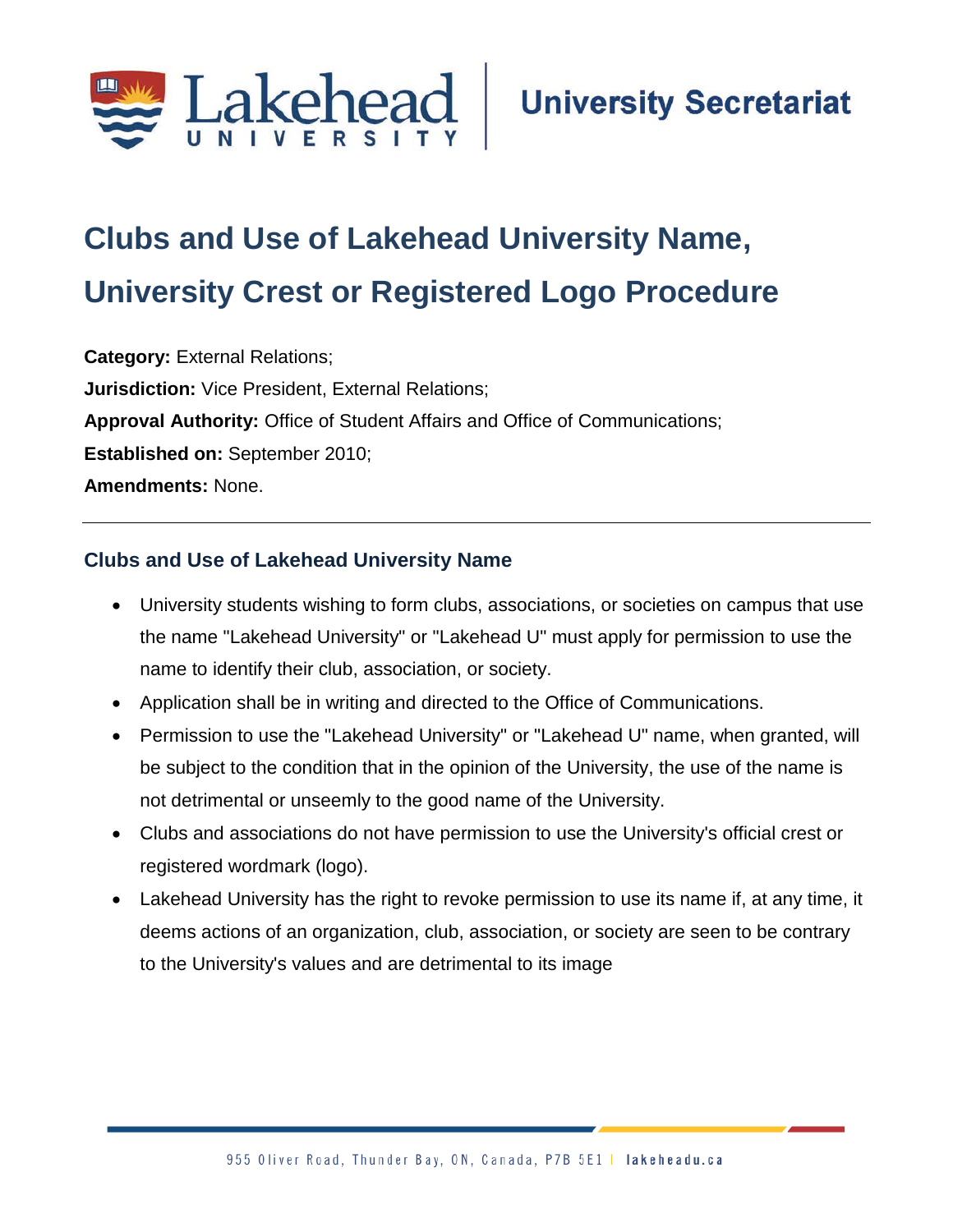# Clubs and Use of Lakehead University Name, University Crest or Registered Logo Procedure

**Category:** External Relations;
**Jurisdiction:** Vice President, External Relations;
**Approval Authority:** Office of Student Affairs and Office of Communications;
**Established on:** September 2010;
**Amendments:** None.

---

## Clubs and Use of Lakehead University Name

- University students wishing to form clubs, associations, or societies on campus that use the name "Lakehead University" or "Lakehead U" must apply for permission to use the name to identify their club, association, or society.
- Application shall be in writing and directed to the Office of Communications.
- Permission to use the "Lakehead University" or "Lakehead U" name, when granted, will be subject to the condition that in the opinion of the University, the use of the name is not detrimental or unseemly to the good name of the University.
- Clubs and associations do not have permission to use the University's official crest or registered wordmark (logo).
- Lakehead University has the right to revoke permission to use its name if, at any time, it deems actions of an organization, club, association, or society are seen to be contrary to the University's values and are detrimental to its image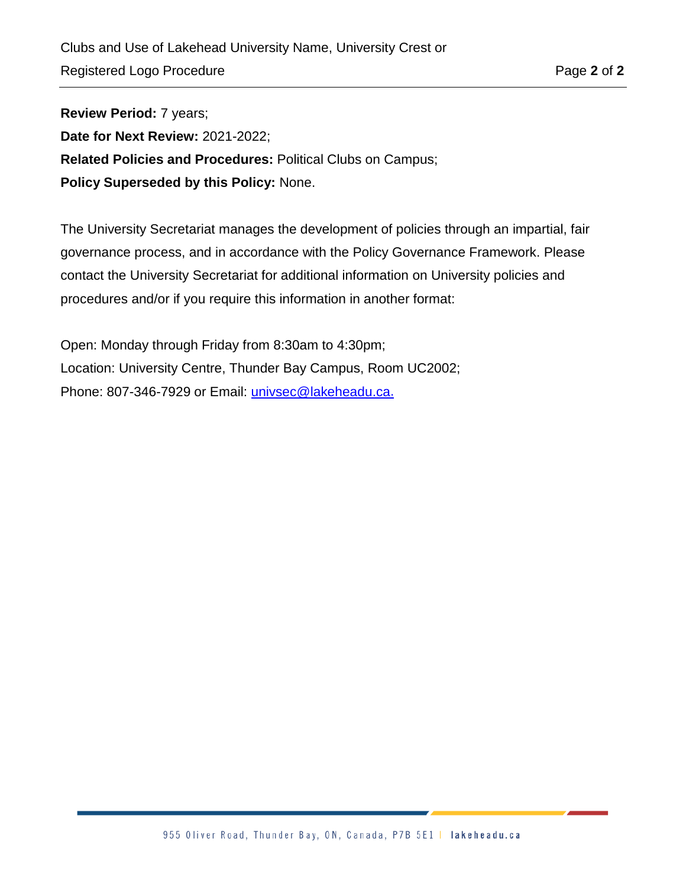**Review Period:** 7 years;
**Date for Next Review:** 2021-2022;
**Related Policies and Procedures:** Political Clubs on Campus;
**Policy Superseded by this Policy:** None.

The University Secretariat manages the development of policies through an impartial, fair governance process, and in accordance with the Policy Governance Framework. Please contact the University Secretariat for additional information on University policies and procedures and/or if you require this information in another format:

Open: Monday through Friday from 8:30am to 4:30pm;
Location: University Centre, Thunder Bay Campus, Room UC2002;
Phone: 807-346-7929 or Email: univsec@lakeheadu.ca.